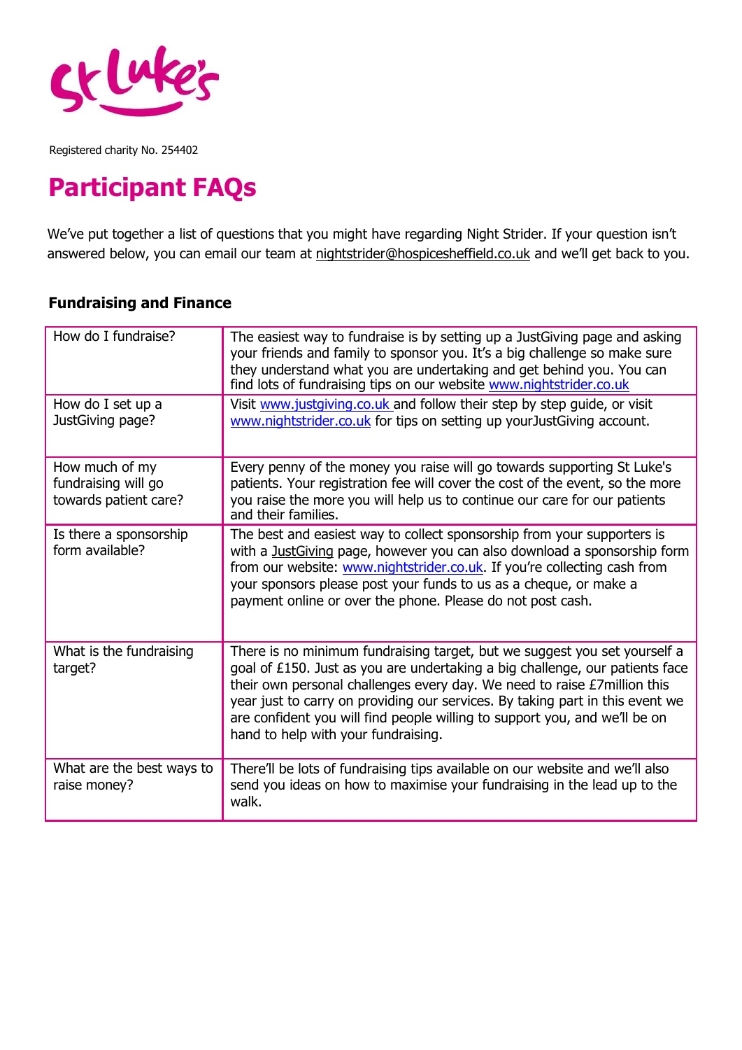St Luke's

Registered charity No. 254402

# Participant FAQs

We've put together a list of questions that you might have regarding Night Strider. If your question isn't answered below, you can email our team at nightstrider@hospicesheffield.co.uk and we'll get back to you.

### Fundraising and Finance

| | |
|---|---|
| How do I fundraise? | The easiest way to fundraise is by setting up a JustGiving page and asking your friends and family to sponsor you. It's a big challenge so make sure they understand what you are undertaking and get behind you. You can find lots of fundraising tips on our website www.nightstrider.co.uk |
| How do I set up a JustGiving page? | Visit www.justgiving.co.uk and follow their step by step guide, or visit www.nightstrider.co.uk for tips on setting up yourJustGiving account. |
| How much of my fundraising will go towards patient care? | Every penny of the money you raise will go towards supporting St Luke's patients. Your registration fee will cover the cost of the event, so the more you raise the more you will help us to continue our care for our patients and their families. |
| Is there a sponsorship form available? | The best and easiest way to collect sponsorship from your supporters is with a JustGiving page, however you can also download a sponsorship form from our website: www.nightstrider.co.uk. If you're collecting cash from your sponsors please post your funds to us as a cheque, or make a payment online or over the phone. Please do not post cash. |
| What is the fundraising target? | There is no minimum fundraising target, but we suggest you set yourself a goal of £150. Just as you are undertaking a big challenge, our patients face their own personal challenges every day. We need to raise £7million this year just to carry on providing our services. By taking part in this event we are confident you will find people willing to support you, and we'll be on hand to help with your fundraising. |
| What are the best ways to raise money? | There'll be lots of fundraising tips available on our website and we'll also send you ideas on how to maximise your fundraising in the lead up to the walk. |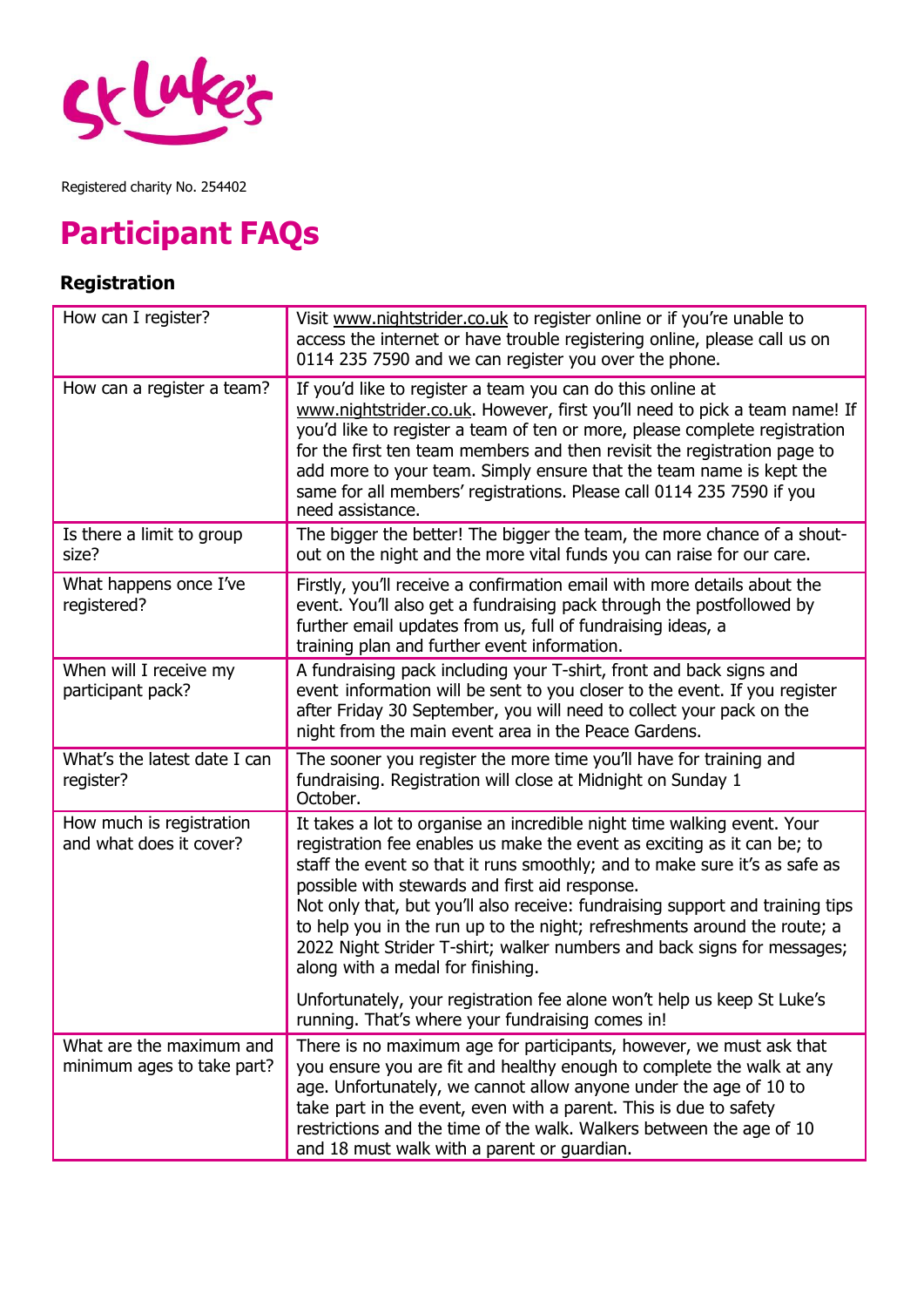St Luke's

Registered charity No. 254402

# Participant FAQs

## Registration

| | |
|---|---|
| How can I register? | Visit www.nightstrider.co.uk to register online or if you're unable to access the internet or have trouble registering online, please call us on 0114 235 7590 and we can register you over the phone. |
| How can a register a team? | If you'd like to register a team you can do this online at www.nightstrider.co.uk. However, first you'll need to pick a team name! If you'd like to register a team of ten or more, please complete registration for the first ten team members and then revisit the registration page to add more to your team. Simply ensure that the team name is kept the same for all members' registrations. Please call 0114 235 7590 if you need assistance. |
| Is there a limit to group size? | The bigger the better! The bigger the team, the more chance of a shout-out on the night and the more vital funds you can raise for our care. |
| What happens once I've registered? | Firstly, you'll receive a confirmation email with more details about the event. You'll also get a fundraising pack through the postfollowed by further email updates from us, full of fundraising ideas, a training plan and further event information. |
| When will I receive my participant pack? | A fundraising pack including your T-shirt, front and back signs and event information will be sent to you closer to the event. If you register after Friday 30 September, you will need to collect your pack on the night from the main event area in the Peace Gardens. |
| What's the latest date I can register? | The sooner you register the more time you'll have for training and fundraising. Registration will close at Midnight on Sunday 1 October. |
| How much is registration and what does it cover? | It takes a lot to organise an incredible night time walking event. Your registration fee enables us make the event as exciting as it can be; to staff the event so that it runs smoothly; and to make sure it's as safe as possible with stewards and first aid response.<br>Not only that, but you'll also receive: fundraising support and training tips to help you in the run up to the night; refreshments around the route; a 2022 Night Strider T-shirt; walker numbers and back signs for messages; along with a medal for finishing.<br><br>Unfortunately, your registration fee alone won't help us keep St Luke's running. That's where your fundraising comes in! |
| What are the maximum and minimum ages to take part? | There is no maximum age for participants, however, we must ask that you ensure you are fit and healthy enough to complete the walk at any age. Unfortunately, we cannot allow anyone under the age of 10 to take part in the event, even with a parent. This is due to safety restrictions and the time of the walk. Walkers between the age of 10 and 18 must walk with a parent or guardian. |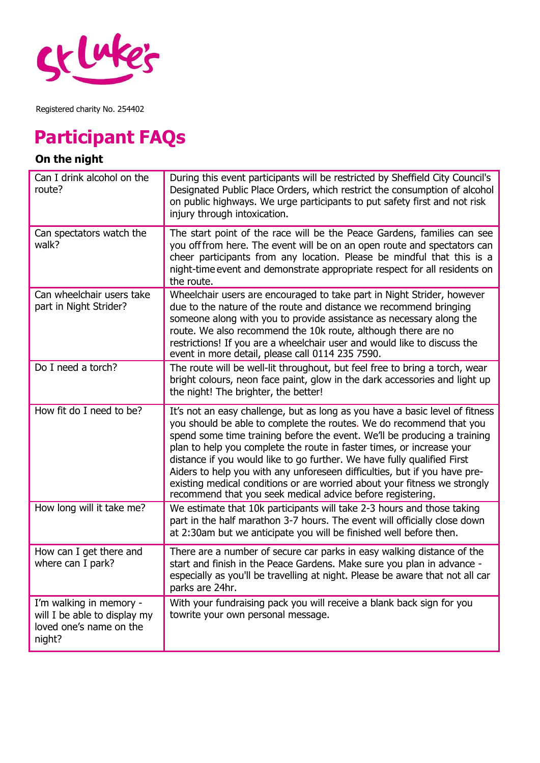St Luke's

Registered charity No. 254402

# Participant FAQs

### On the night

| Question | Answer |
|---|---|
| Can I drink alcohol on the route? | During this event participants will be restricted by Sheffield City Council's Designated Public Place Orders, which restrict the consumption of alcohol on public highways. We urge participants to put safety first and not risk injury through intoxication. |
| Can spectators watch the walk? | The start point of the race will be the Peace Gardens, families can see you off from here. The event will be on an open route and spectators can cheer participants from any location. Please be mindful that this is a night-time event and demonstrate appropriate respect for all residents on the route. |
| Can wheelchair users take part in Night Strider? | Wheelchair users are encouraged to take part in Night Strider, however due to the nature of the route and distance we recommend bringing someone along with you to provide assistance as necessary along the route. We also recommend the 10k route, although there are no restrictions! If you are a wheelchair user and would like to discuss the event in more detail, please call 0114 235 7590. |
| Do I need a torch? | The route will be well-lit throughout, but feel free to bring a torch, wear bright colours, neon face paint, glow in the dark accessories and light up the night! The brighter, the better! |
| How fit do I need to be? | It's not an easy challenge, but as long as you have a basic level of fitness you should be able to complete the routes. We do recommend that you spend some time training before the event. We'll be producing a training plan to help you complete the route in faster times, or increase your distance if you would like to go further. We have fully qualified First Aiders to help you with any unforeseen difficulties, but if you have pre-existing medical conditions or are worried about your fitness we strongly recommend that you seek medical advice before registering. |
| How long will it take me? | We estimate that 10k participants will take 2-3 hours and those taking part in the half marathon 3-7 hours. The event will officially close down at 2:30am but we anticipate you will be finished well before then. |
| How can I get there and where can I park? | There are a number of secure car parks in easy walking distance of the start and finish in the Peace Gardens. Make sure you plan in advance - especially as you'll be travelling at night. Please be aware that not all car parks are 24hr. |
| I'm walking in memory - will I be able to display my loved one's name on the night? | With your fundraising pack you will receive a blank back sign for you towrite your own personal message. |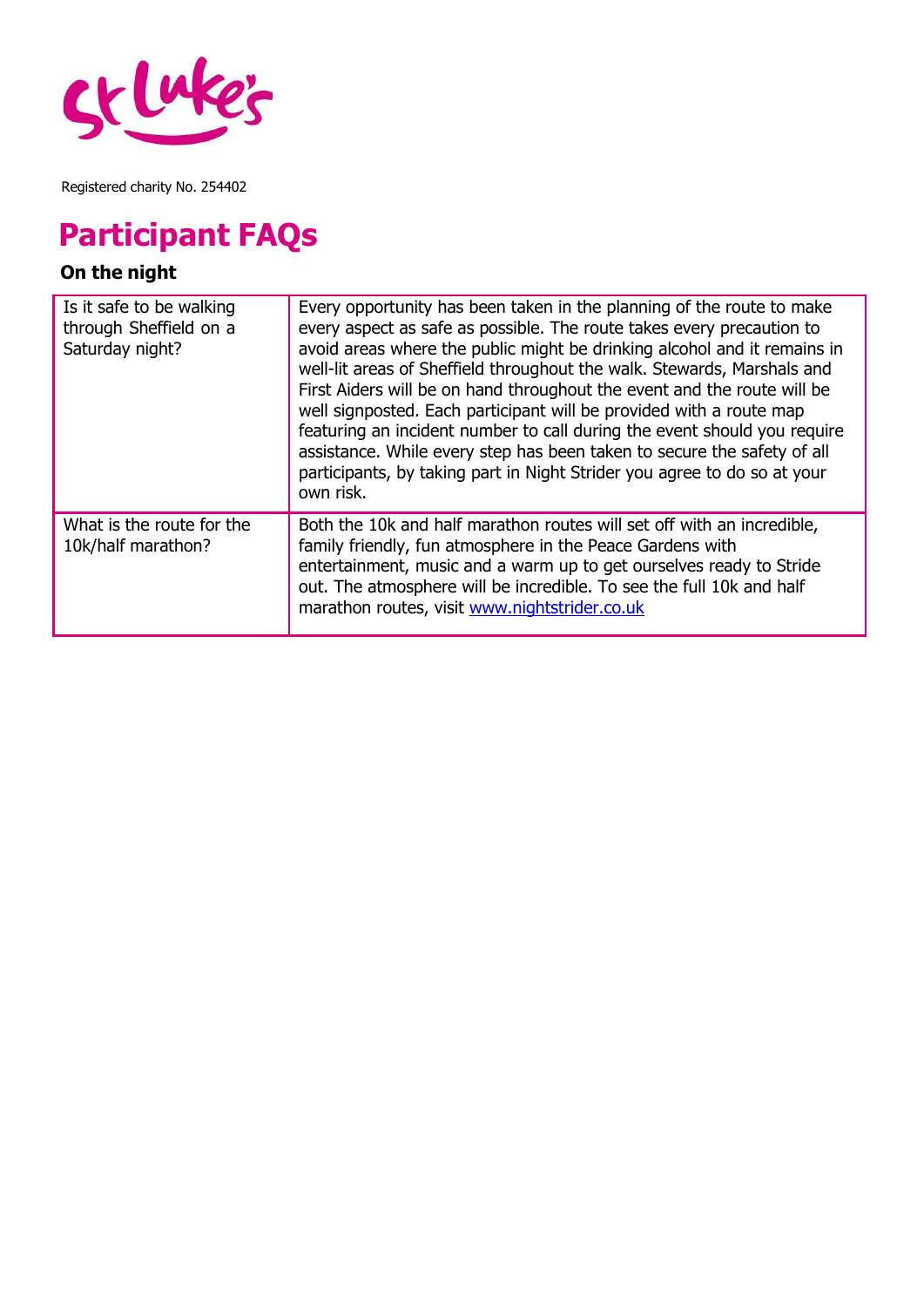Registered charity No. 254402

# Participant FAQs

**On the night**

| | |
|---|---|
| Is it safe to be walking through Sheffield on a Saturday night? | Every opportunity has been taken in the planning of the route to make every aspect as safe as possible. The route takes every precaution to avoid areas where the public might be drinking alcohol and it remains in well-lit areas of Sheffield throughout the walk. Stewards, Marshals and First Aiders will be on hand throughout the event and the route will be well signposted. Each participant will be provided with a route map featuring an incident number to call during the event should you require assistance. While every step has been taken to secure the safety of all participants, by taking part in Night Strider you agree to do so at your own risk. |
| What is the route for the 10k/half marathon? | Both the 10k and half marathon routes will set off with an incredible, family friendly, fun atmosphere in the Peace Gardens with entertainment, music and a warm up to get ourselves ready to Stride out. The atmosphere will be incredible. To see the full 10k and half marathon routes, visit [www.nightstrider.co.uk](http://www.nightstrider.co.uk) |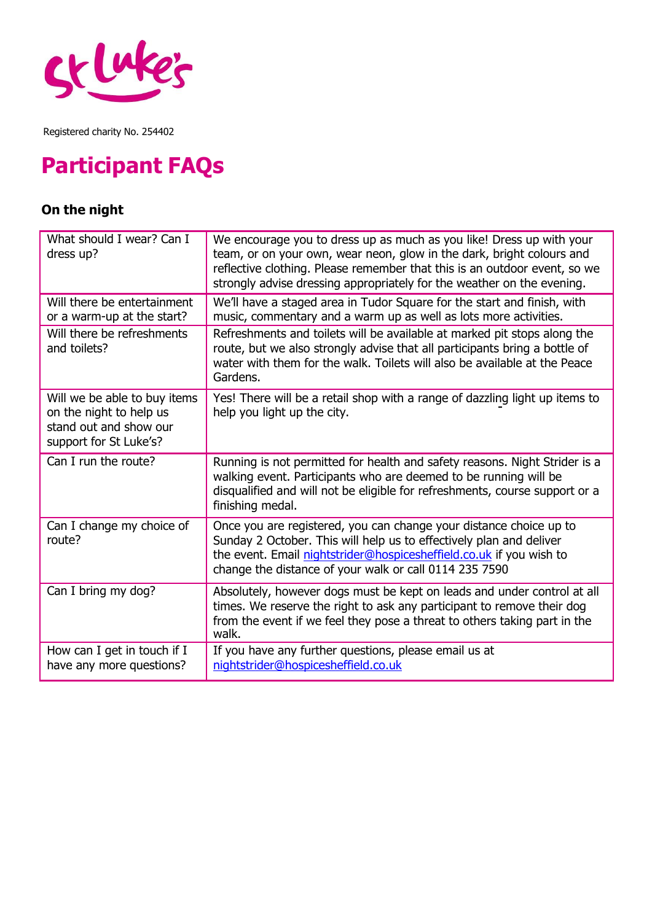Registered charity No. 254402

# Participant FAQs

### On the night

| | |
|---|---|
| What should I wear? Can I dress up? | We encourage you to dress up as much as you like! Dress up with your team, or on your own, wear neon, glow in the dark, bright colours and reflective clothing. Please remember that this is an outdoor event, so we strongly advise dressing appropriately for the weather on the evening. |
| Will there be entertainment or a warm-up at the start? | We'll have a staged area in Tudor Square for the start and finish, with music, commentary and a warm up as well as lots more activities. |
| Will there be refreshments and toilets? | Refreshments and toilets will be available at marked pit stops along the route, but we also strongly advise that all participants bring a bottle of water with them for the walk. Toilets will also be available at the Peace Gardens. |
| Will we be able to buy items on the night to help us stand out and show our support for St Luke's? | Yes! There will be a retail shop with a range of dazzling light up items to help you light up the city. |
| Can I run the route? | Running is not permitted for health and safety reasons. Night Strider is a walking event. Participants who are deemed to be running will be disqualified and will not be eligible for refreshments, course support or a finishing medal. |
| Can I change my choice of route? | Once you are registered, you can change your distance choice up to Sunday 2 October. This will help us to effectively plan and deliver the event. Email nightstrider@hospicesheffield.co.uk if you wish to change the distance of your walk or call 0114 235 7590 |
| Can I bring my dog? | Absolutely, however dogs must be kept on leads and under control at all times. We reserve the right to ask any participant to remove their dog from the event if we feel they pose a threat to others taking part in the walk. |
| How can I get in touch if I have any more questions? | If you have any further questions, please email us at nightstrider@hospicesheffield.co.uk |